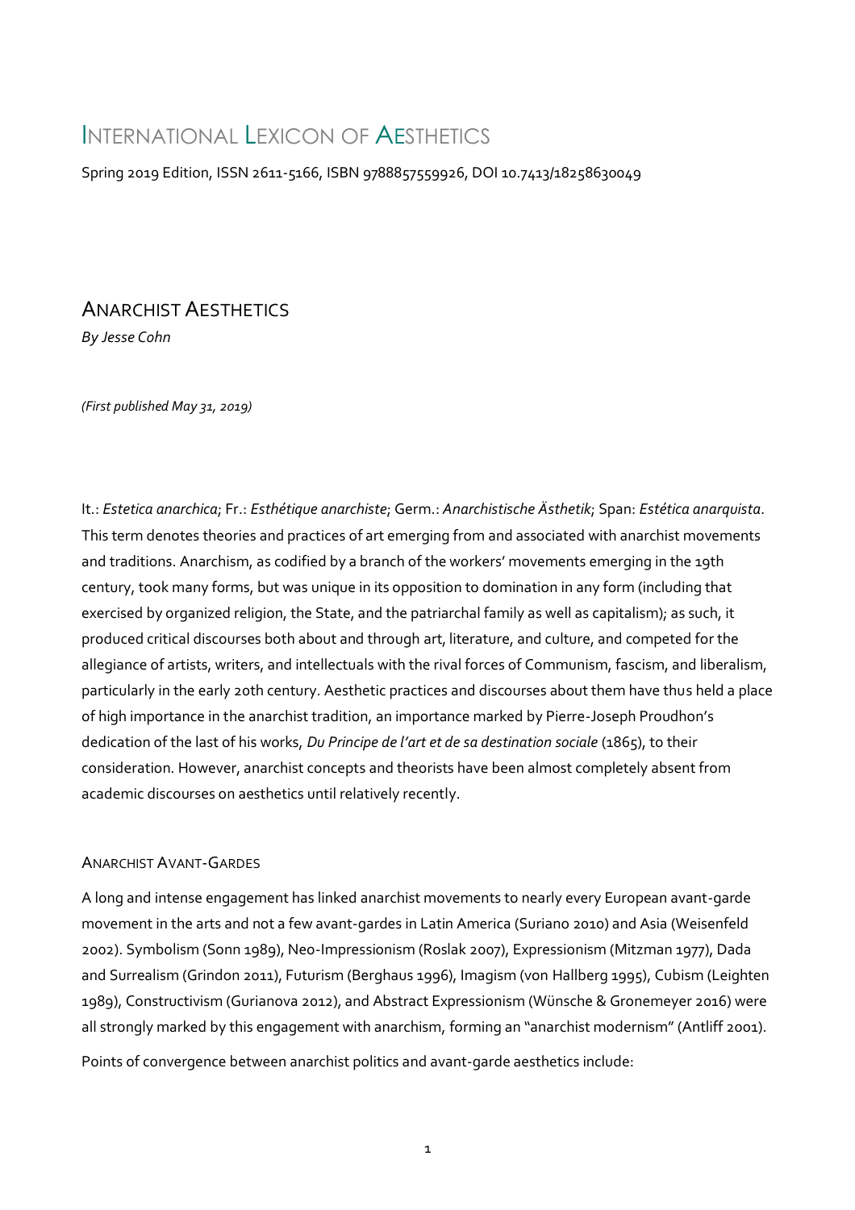# International Lexicon of Aesthetics

Spring 2019 Edition, ISSN 2611-5166, ISBN 9788857559926, DOI 10.7413/18258630049

## Anarchist Aesthetics

*By Jesse Cohn*

*(First published May 31, 2019)*

It.: *Estetica anarchica*; Fr.: *Esthétique anarchiste*; Germ.: *Anarchistische Ästhetik*; Span: *Estética anarquista*. This term denotes theories and practices of art emerging from and associated with anarchist movements and traditions. Anarchism, as codified by a branch of the workers' movements emerging in the 19th century, took many forms, but was unique in its opposition to domination in any form (including that exercised by organized religion, the State, and the patriarchal family as well as capitalism); as such, it produced critical discourses both about and through art, literature, and culture, and competed for the allegiance of artists, writers, and intellectuals with the rival forces of Communism, fascism, and liberalism, particularly in the early 20th century. Aesthetic practices and discourses about them have thus held a place of high importance in the anarchist tradition, an importance marked by Pierre-Joseph Proudhon's dedication of the last of his works, *Du Principe de l'art et de sa destination sociale* (1865), to their consideration. However, anarchist concepts and theorists have been almost completely absent from academic discourses on aesthetics until relatively recently.

### Anarchist Avant-Gardes

A long and intense engagement has linked anarchist movements to nearly every European avant-garde movement in the arts and not a few avant-gardes in Latin America (Suriano 2010) and Asia (Weisenfeld 2002). Symbolism (Sonn 1989), Neo-Impressionism (Roslak 2007), Expressionism (Mitzman 1977), Dada and Surrealism (Grindon 2011), Futurism (Berghaus 1996), Imagism (von Hallberg 1995), Cubism (Leighten 1989), Constructivism (Gurianova 2012), and Abstract Expressionism (Wünsche & Gronemeyer 2016) were all strongly marked by this engagement with anarchism, forming an "anarchist modernism" (Antliff 2001).

Points of convergence between anarchist politics and avant-garde aesthetics include: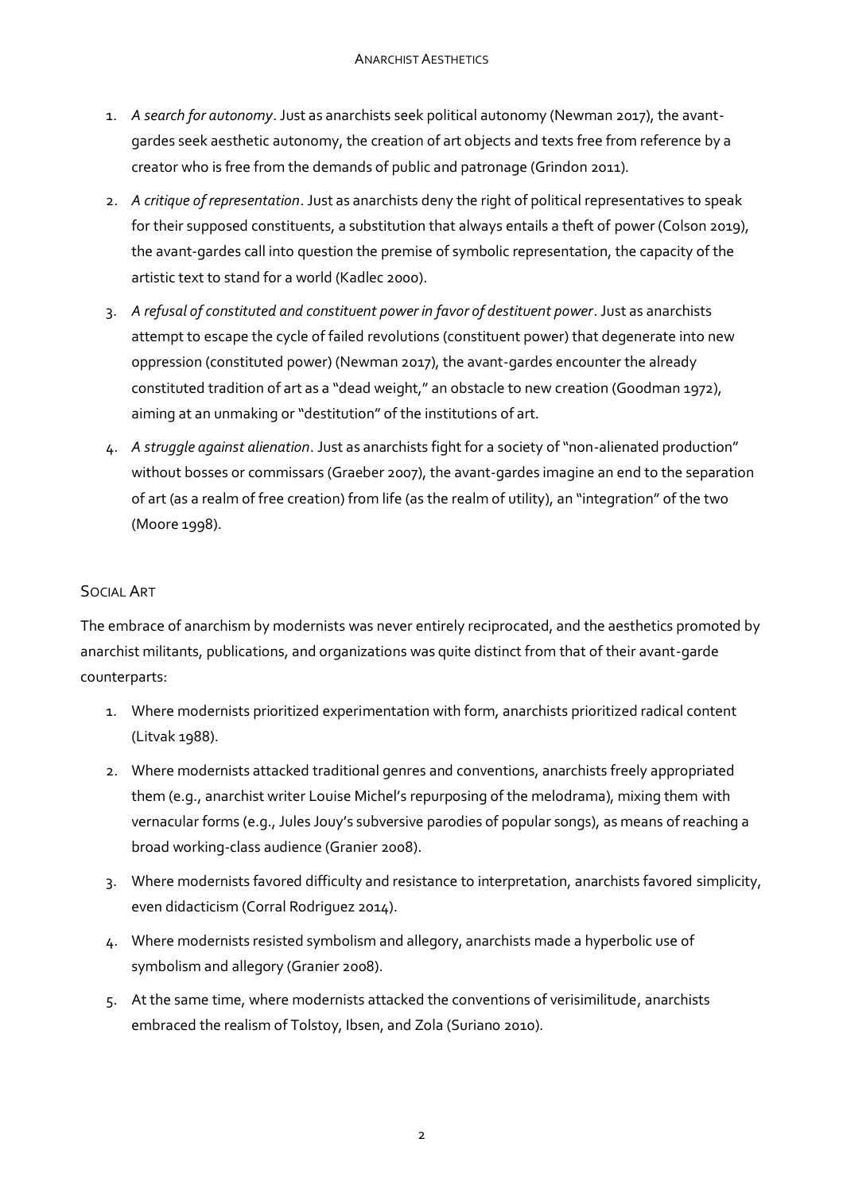1. *A search for autonomy*. Just as anarchists seek political autonomy (Newman 2017), the avant-gardes seek aesthetic autonomy, the creation of art objects and texts free from reference by a creator who is free from the demands of public and patronage (Grindon 2011).
2. *A critique of representation*. Just as anarchists deny the right of political representatives to speak for their supposed constituents, a substitution that always entails a theft of power (Colson 2019), the avant-gardes call into question the premise of symbolic representation, the capacity of the artistic text to stand for a world (Kadlec 2000).
3. *A refusal of constituted and constituent power in favor of destituent power*. Just as anarchists attempt to escape the cycle of failed revolutions (constituent power) that degenerate into new oppression (constituted power) (Newman 2017), the avant-gardes encounter the already constituted tradition of art as a "dead weight," an obstacle to new creation (Goodman 1972), aiming at an unmaking or "destitution" of the institutions of art.
4. *A struggle against alienation*. Just as anarchists fight for a society of "non-alienated production" without bosses or commissars (Graeber 2007), the avant-gardes imagine an end to the separation of art (as a realm of free creation) from life (as the realm of utility), an "integration" of the two (Moore 1998).

## Social Art

The embrace of anarchism by modernists was never entirely reciprocated, and the aesthetics promoted by anarchist militants, publications, and organizations was quite distinct from that of their avant-garde counterparts:

1. Where modernists prioritized experimentation with form, anarchists prioritized radical content (Litvak 1988).
2. Where modernists attacked traditional genres and conventions, anarchists freely appropriated them (e.g., anarchist writer Louise Michel's repurposing of the melodrama), mixing them with vernacular forms (e.g., Jules Jouy's subversive parodies of popular songs), as means of reaching a broad working-class audience (Granier 2008).
3. Where modernists favored difficulty and resistance to interpretation, anarchists favored simplicity, even didacticism (Corral Rodriguez 2014).
4. Where modernists resisted symbolism and allegory, anarchists made a hyperbolic use of symbolism and allegory (Granier 2008).
5. At the same time, where modernists attacked the conventions of verisimilitude, anarchists embraced the realism of Tolstoy, Ibsen, and Zola (Suriano 2010).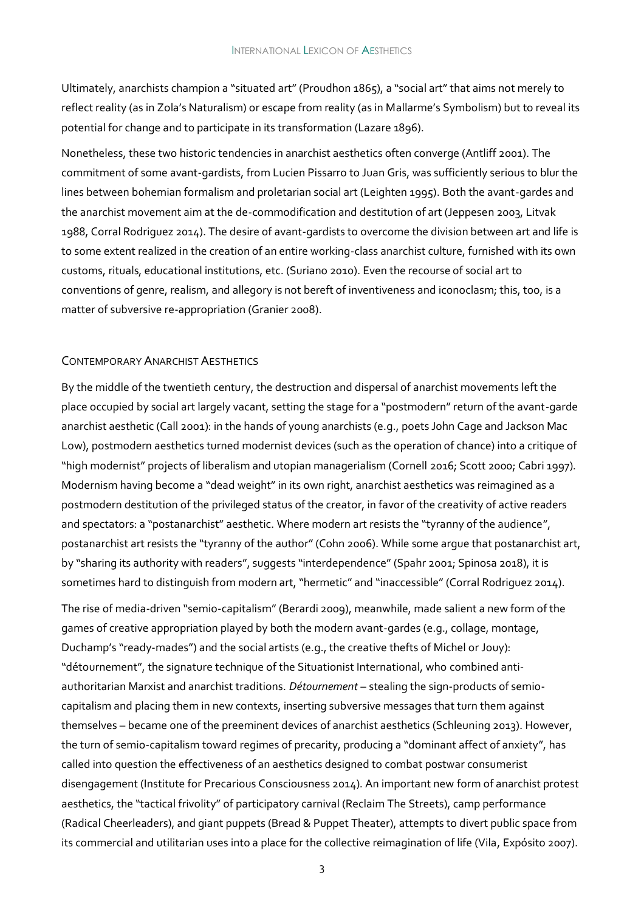Ultimately, anarchists champion a "situated art" (Proudhon 1865), a "social art" that aims not merely to reflect reality (as in Zola's Naturalism) or escape from reality (as in Mallarme's Symbolism) but to reveal its potential for change and to participate in its transformation (Lazare 1896).

Nonetheless, these two historic tendencies in anarchist aesthetics often converge (Antliff 2001). The commitment of some avant-gardists, from Lucien Pissarro to Juan Gris, was sufficiently serious to blur the lines between bohemian formalism and proletarian social art (Leighten 1995). Both the avant-gardes and the anarchist movement aim at the de-commodification and destitution of art (Jeppesen 2003, Litvak 1988, Corral Rodriguez 2014). The desire of avant-gardists to overcome the division between art and life is to some extent realized in the creation of an entire working-class anarchist culture, furnished with its own customs, rituals, educational institutions, etc. (Suriano 2010). Even the recourse of social art to conventions of genre, realism, and allegory is not bereft of inventiveness and iconoclasm; this, too, is a matter of subversive re-appropriation (Granier 2008).

## Contemporary Anarchist Aesthetics

By the middle of the twentieth century, the destruction and dispersal of anarchist movements left the place occupied by social art largely vacant, setting the stage for a "postmodern" return of the avant-garde anarchist aesthetic (Call 2001): in the hands of young anarchists (e.g., poets John Cage and Jackson Mac Low), postmodern aesthetics turned modernist devices (such as the operation of chance) into a critique of "high modernist" projects of liberalism and utopian managerialism (Cornell 2016; Scott 2000; Cabri 1997). Modernism having become a "dead weight" in its own right, anarchist aesthetics was reimagined as a postmodern destitution of the privileged status of the creator, in favor of the creativity of active readers and spectators: a "postanarchist" aesthetic. Where modern art resists the "tyranny of the audience", postanarchist art resists the "tyranny of the author" (Cohn 2006). While some argue that postanarchist art, by "sharing its authority with readers", suggests "interdependence" (Spahr 2001; Spinosa 2018), it is sometimes hard to distinguish from modern art, "hermetic" and "inaccessible" (Corral Rodriguez 2014).

The rise of media-driven "semio-capitalism" (Berardi 2009), meanwhile, made salient a new form of the games of creative appropriation played by both the modern avant-gardes (e.g., collage, montage, Duchamp's "ready-mades") and the social artists (e.g., the creative thefts of Michel or Jouy): "détournement", the signature technique of the Situationist International, who combined anti-authoritarian Marxist and anarchist traditions. *Détournement* – stealing the sign-products of semio-capitalism and placing them in new contexts, inserting subversive messages that turn them against themselves – became one of the preeminent devices of anarchist aesthetics (Schleuning 2013). However, the turn of semio-capitalism toward regimes of precarity, producing a "dominant affect of anxiety", has called into question the effectiveness of an aesthetics designed to combat postwar consumerist disengagement (Institute for Precarious Consciousness 2014). An important new form of anarchist protest aesthetics, the "tactical frivolity" of participatory carnival (Reclaim The Streets), camp performance (Radical Cheerleaders), and giant puppets (Bread & Puppet Theater), attempts to divert public space from its commercial and utilitarian uses into a place for the collective reimagination of life (Vila, Expósito 2007).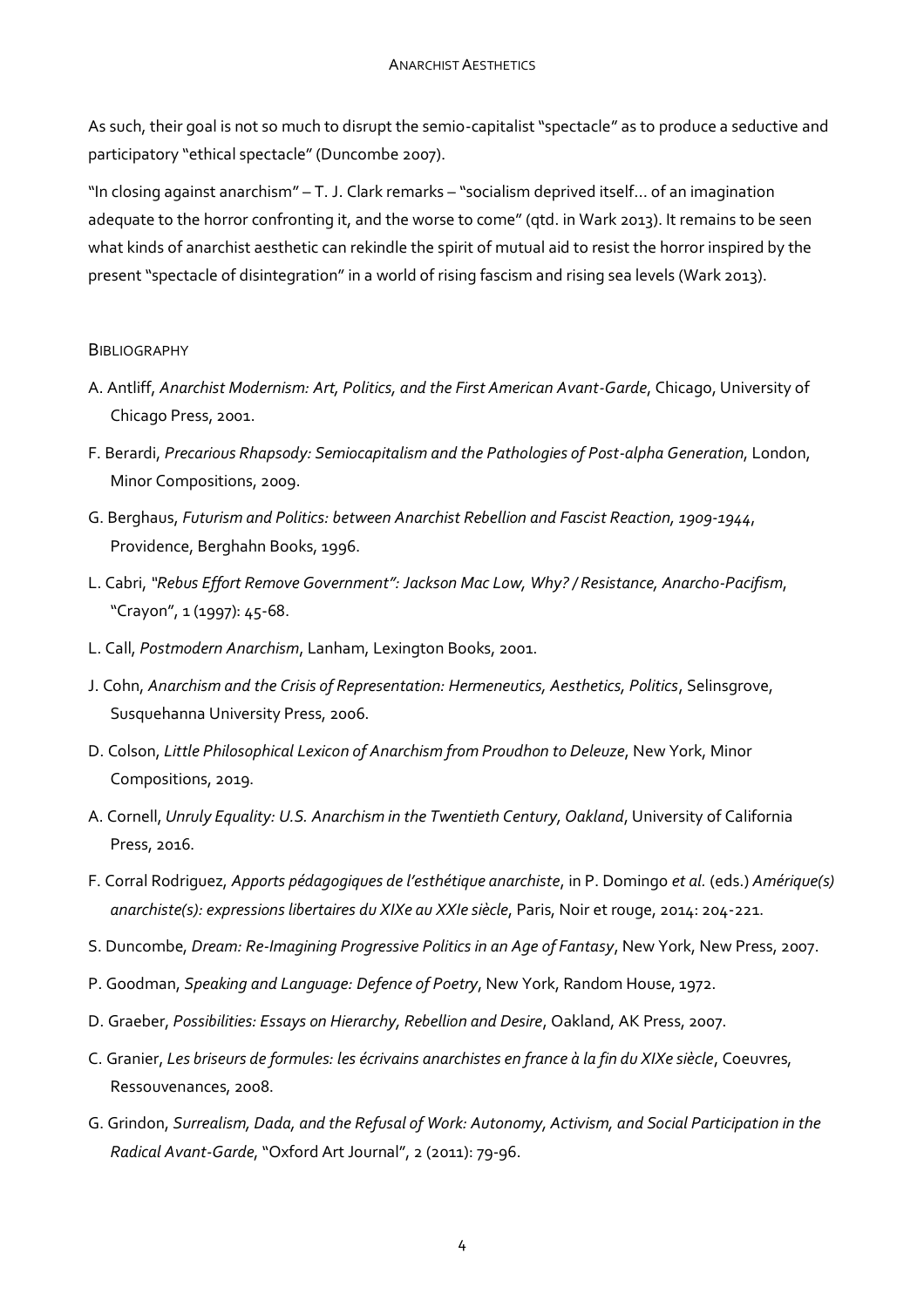As such, their goal is not so much to disrupt the semio-capitalist "spectacle" as to produce a seductive and participatory "ethical spectacle" (Duncombe 2007).

"In closing against anarchism" – T. J. Clark remarks – "socialism deprived itself… of an imagination adequate to the horror confronting it, and the worse to come" (qtd. in Wark 2013). It remains to be seen what kinds of anarchist aesthetic can rekindle the spirit of mutual aid to resist the horror inspired by the present "spectacle of disintegration" in a world of rising fascism and rising sea levels (Wark 2013).

## Bibliography

A. Antliff, *Anarchist Modernism: Art, Politics, and the First American Avant-Garde*, Chicago, University of Chicago Press, 2001.

F. Berardi, *Precarious Rhapsody: Semiocapitalism and the Pathologies of Post-alpha Generation*, London, Minor Compositions, 2009.

G. Berghaus, *Futurism and Politics: between Anarchist Rebellion and Fascist Reaction, 1909-1944*, Providence, Berghahn Books, 1996.

L. Cabri, *"Rebus Effort Remove Government": Jackson Mac Low, Why? / Resistance, Anarcho-Pacifism*, "Crayon", 1 (1997): 45-68.

L. Call, *Postmodern Anarchism*, Lanham, Lexington Books, 2001.

J. Cohn, *Anarchism and the Crisis of Representation: Hermeneutics, Aesthetics, Politics*, Selinsgrove, Susquehanna University Press, 2006.

D. Colson, *Little Philosophical Lexicon of Anarchism from Proudhon to Deleuze*, New York, Minor Compositions, 2019.

A. Cornell, *Unruly Equality: U.S. Anarchism in the Twentieth Century, Oakland*, University of California Press, 2016.

F. Corral Rodriguez, *Apports pédagogiques de l'esthétique anarchiste*, in P. Domingo *et al.* (eds.) *Amérique(s) anarchiste(s): expressions libertaires du XIXe au XXIe siècle*, Paris, Noir et rouge, 2014: 204-221.

S. Duncombe, *Dream: Re-Imagining Progressive Politics in an Age of Fantasy*, New York, New Press, 2007.

P. Goodman, *Speaking and Language: Defence of Poetry*, New York, Random House, 1972.

D. Graeber, *Possibilities: Essays on Hierarchy, Rebellion and Desire*, Oakland, AK Press, 2007.

C. Granier, *Les briseurs de formules: les écrivains anarchistes en france à la fin du XIXe siècle*, Coeuvres, Ressouvenances, 2008.

G. Grindon, *Surrealism, Dada, and the Refusal of Work: Autonomy, Activism, and Social Participation in the Radical Avant-Garde*, "Oxford Art Journal", 2 (2011): 79-96.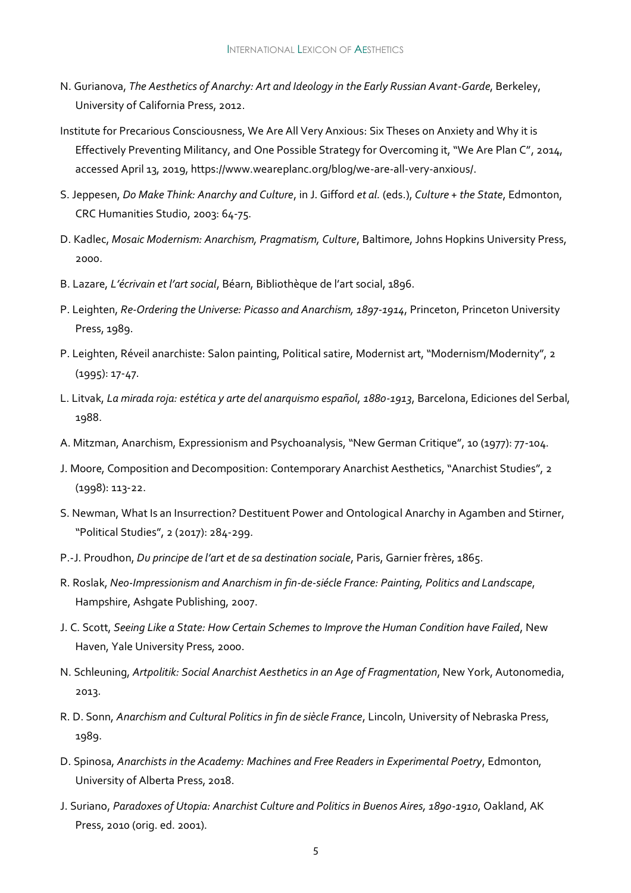N. Gurianova, *The Aesthetics of Anarchy: Art and Ideology in the Early Russian Avant-Garde*, Berkeley, University of California Press, 2012.

Institute for Precarious Consciousness, We Are All Very Anxious: Six Theses on Anxiety and Why it is Effectively Preventing Militancy, and One Possible Strategy for Overcoming it, "We Are Plan C", 2014, accessed April 13, 2019, https://www.weareplanc.org/blog/we-are-all-very-anxious/.

S. Jeppesen, *Do Make Think: Anarchy and Culture*, in J. Gifford *et al.* (eds.), *Culture + the State*, Edmonton, CRC Humanities Studio, 2003: 64-75.

D. Kadlec, *Mosaic Modernism: Anarchism, Pragmatism, Culture*, Baltimore, Johns Hopkins University Press, 2000.

B. Lazare, *L'écrivain et l'art social*, Béarn, Bibliothèque de l'art social, 1896.

P. Leighten, *Re-Ordering the Universe: Picasso and Anarchism, 1897-1914*, Princeton, Princeton University Press, 1989.

P. Leighten, Réveil anarchiste: Salon painting, Political satire, Modernist art, "Modernism/Modernity", 2 (1995): 17-47.

L. Litvak, *La mirada roja: estética y arte del anarquismo español, 1880-1913*, Barcelona, Ediciones del Serbal, 1988.

A. Mitzman, Anarchism, Expressionism and Psychoanalysis, "New German Critique", 10 (1977): 77-104.

J. Moore, Composition and Decomposition: Contemporary Anarchist Aesthetics, "Anarchist Studies", 2 (1998): 113-22.

S. Newman, What Is an Insurrection? Destituent Power and Ontological Anarchy in Agamben and Stirner, "Political Studies", 2 (2017): 284-299.

P.-J. Proudhon, *Du principe de l'art et de sa destination sociale*, Paris, Garnier frères, 1865.

R. Roslak, *Neo-Impressionism and Anarchism in fin-de-siécle France: Painting, Politics and Landscape*, Hampshire, Ashgate Publishing, 2007.

J. C. Scott, *Seeing Like a State: How Certain Schemes to Improve the Human Condition have Failed*, New Haven, Yale University Press, 2000.

N. Schleuning, *Artpolitik: Social Anarchist Aesthetics in an Age of Fragmentation*, New York, Autonomedia, 2013.

R. D. Sonn, *Anarchism and Cultural Politics in fin de siècle France*, Lincoln, University of Nebraska Press, 1989.

D. Spinosa, *Anarchists in the Academy: Machines and Free Readers in Experimental Poetry*, Edmonton, University of Alberta Press, 2018.

J. Suriano, *Paradoxes of Utopia: Anarchist Culture and Politics in Buenos Aires, 1890-1910*, Oakland, AK Press, 2010 (orig. ed. 2001).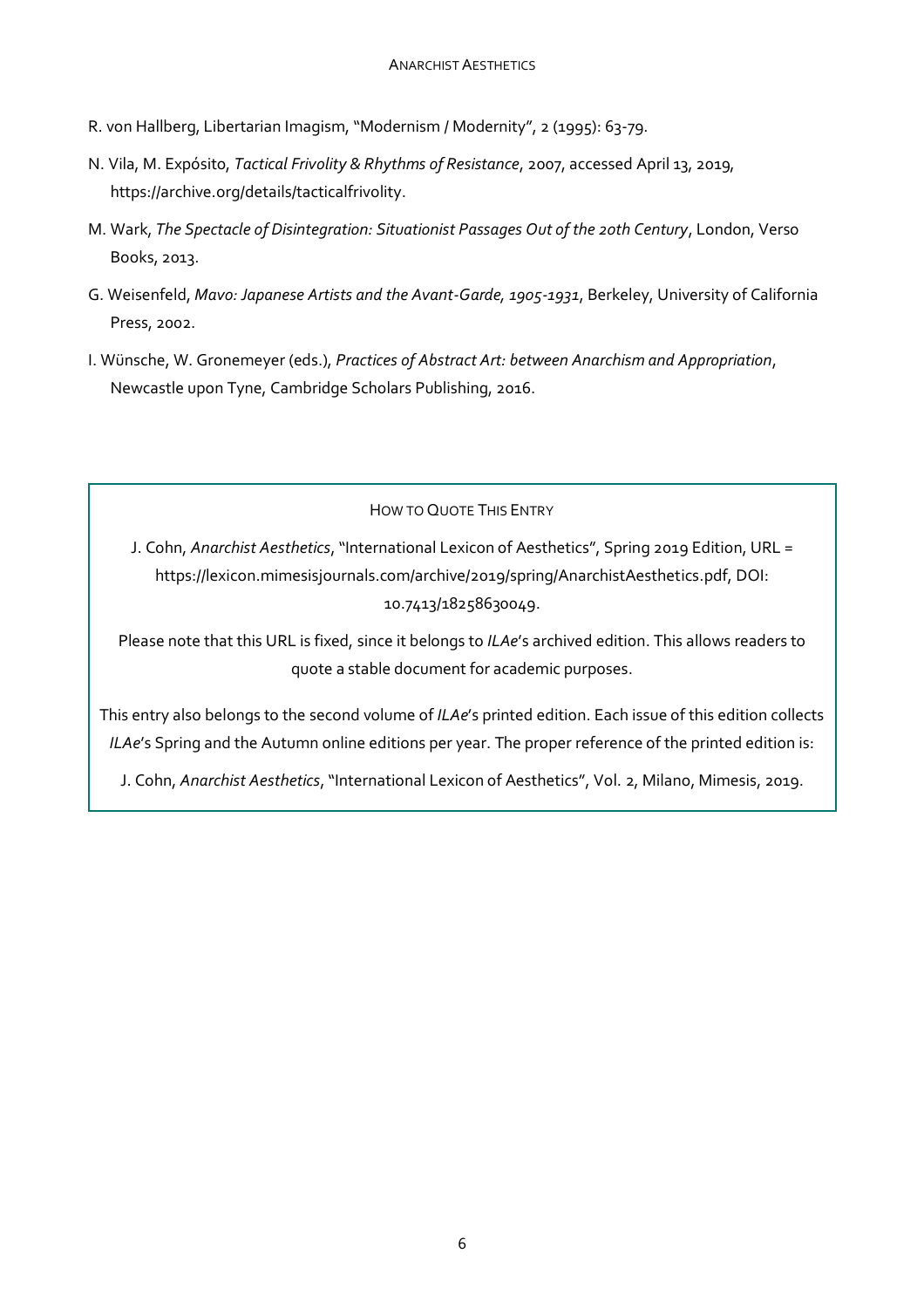R. von Hallberg, Libertarian Imagism, "Modernism / Modernity", 2 (1995): 63-79.

N. Vila, M. Expósito, *Tactical Frivolity & Rhythms of Resistance*, 2007, accessed April 13, 2019, https://archive.org/details/tacticalfrivolity.

M. Wark, *The Spectacle of Disintegration: Situationist Passages Out of the 20th Century*, London, Verso Books, 2013.

G. Weisenfeld, *Mavo: Japanese Artists and the Avant-Garde, 1905-1931*, Berkeley, University of California Press, 2002.

I. Wünsche, W. Gronemeyer (eds.), *Practices of Abstract Art: between Anarchism and Appropriation*, Newcastle upon Tyne, Cambridge Scholars Publishing, 2016.

HOW TO QUOTE THIS ENTRY

J. Cohn, *Anarchist Aesthetics*, "International Lexicon of Aesthetics", Spring 2019 Edition, URL = https://lexicon.mimesisjournals.com/archive/2019/spring/AnarchistAesthetics.pdf, DOI: 10.7413/18258630049.

Please note that this URL is fixed, since it belongs to *ILAe*'s archived edition. This allows readers to quote a stable document for academic purposes.

This entry also belongs to the second volume of *ILAe*'s printed edition. Each issue of this edition collects *ILAe*'s Spring and the Autumn online editions per year. The proper reference of the printed edition is:

J. Cohn, *Anarchist Aesthetics*, "International Lexicon of Aesthetics", Vol. 2, Milano, Mimesis, 2019.